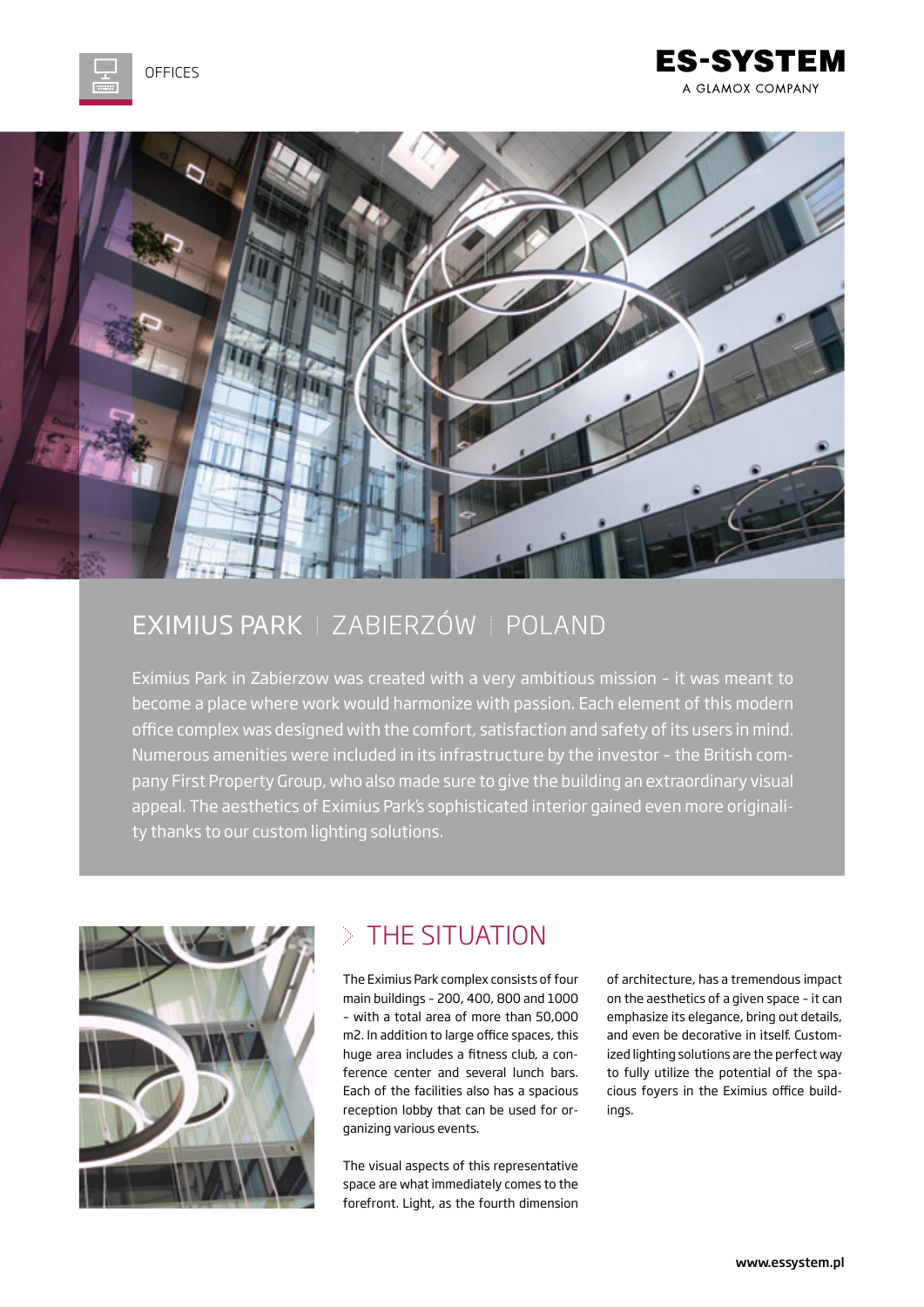OFFICES

ES-SYSTEM
A GLAMOX COMPANY

# EXIMIUS PARK | ZABIERZÓW | POLAND

Eximius Park in Zabierzow was created with a very ambitious mission – it was meant to become a place where work would harmonize with passion. Each element of this modern office complex was designed with the comfort, satisfaction and safety of its users in mind. Numerous amenities were included in its infrastructure by the investor – the British company First Property Group, who also made sure to give the building an extraordinary visual appeal. The aesthetics of Eximius Park's sophisticated interior gained even more originality thanks to our custom lighting solutions.

## THE SITUATION

The Eximius Park complex consists of four main buildings – 200, 400, 800 and 1000 – with a total area of more than 50,000 m2. In addition to large office spaces, this huge area includes a fitness club, a conference center and several lunch bars. Each of the facilities also has a spacious reception lobby that can be used for organizing various events.

The visual aspects of this representative space are what immediately comes to the forefront. Light, as the fourth dimension of architecture, has a tremendous impact on the aesthetics of a given space – it can emphasize its elegance, bring out details, and even be decorative in itself. Customized lighting solutions are the perfect way to fully utilize the potential of the spacious foyers in the Eximius office buildings.

www.essystem.pl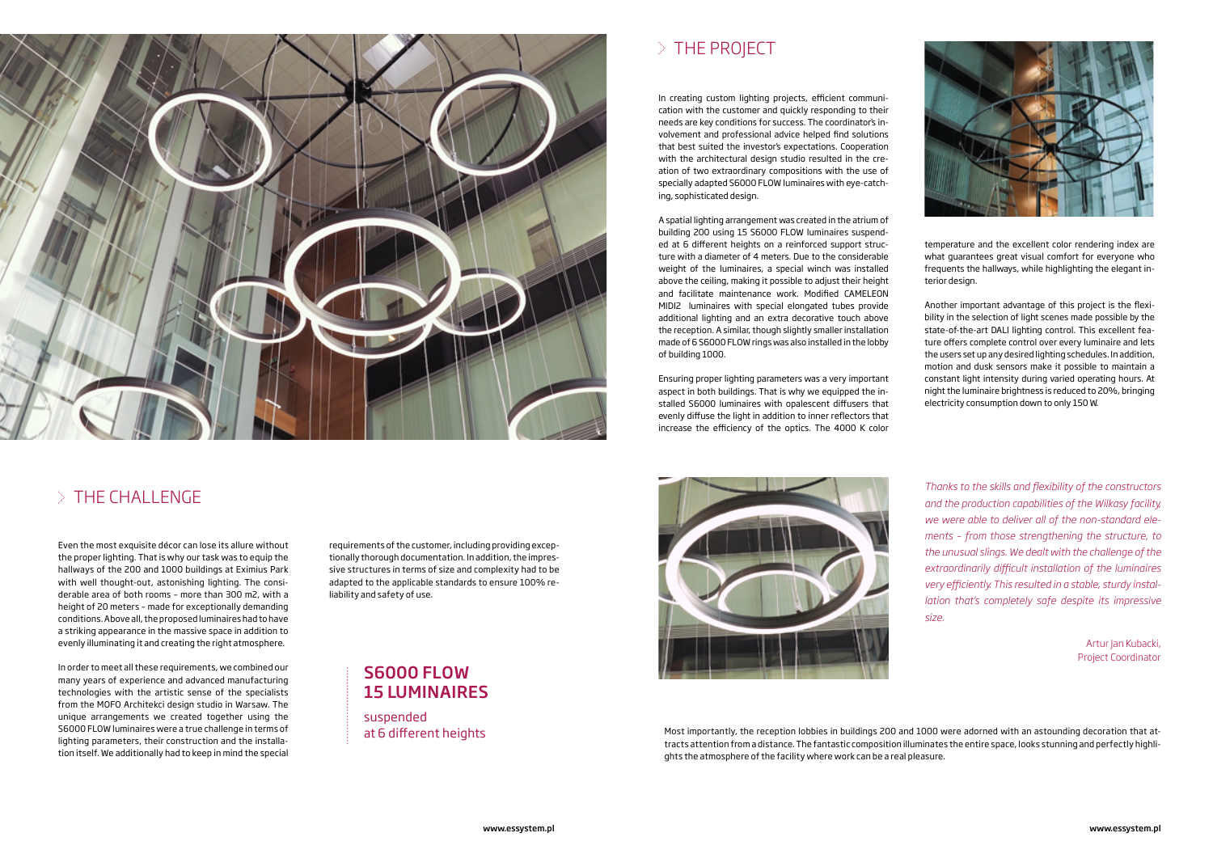## THE PROJECT

In creating custom lighting projects, efficient communication with the customer and quickly responding to their needs are key conditions for success. The coordinator's involvement and professional advice helped find solutions that best suited the investor's expectations. Cooperation with the architectural design studio resulted in the creation of two extraordinary compositions with the use of specially adapted S6000 FLOW luminaires with eye-catching, sophisticated design.

A spatial lighting arrangement was created in the atrium of building 200 using 15 S6000 FLOW luminaires suspended at 6 different heights on a reinforced support structure with a diameter of 4 meters. Due to the considerable weight of the luminaires, a special winch was installed above the ceiling, making it possible to adjust their height and facilitate maintenance work. Modified CAMELEON MIDI2 luminaires with special elongated tubes provide additional lighting and an extra decorative touch above the reception. A similar, though slightly smaller installation made of 6 S6000 FLOW rings was also installed in the lobby of building 1000.

Ensuring proper lighting parameters was a very important aspect in both buildings. That is why we equipped the installed S6000 luminaires with opalescent diffusers that evenly diffuse the light in addition to inner reflectors that increase the efficiency of the optics. The 4000 K color temperature and the excellent color rendering index are what guarantees great visual comfort for everyone who frequents the hallways, while highlighting the elegant interior design.

Another important advantage of this project is the flexibility in the selection of light scenes made possible by the state-of-the-art DALI lighting control. This excellent feature offers complete control over every luminaire and lets the users set up any desired lighting schedules. In addition, motion and dusk sensors make it possible to maintain a constant light intensity during varied operating hours. At night the luminaire brightness is reduced to 20%, bringing electricity consumption down to only 150 W.

## THE CHALLENGE

Even the most exquisite décor can lose its allure without the proper lighting. That is why our task was to equip the hallways of the 200 and 1000 buildings at Eximius Park with well thought-out, astonishing lighting. The considerable area of both rooms – more than 300 m2, with a height of 20 meters – made for exceptionally demanding conditions. Above all, the proposed luminaires had to have a striking appearance in the massive space in addition to evenly illuminating it and creating the right atmosphere.

In order to meet all these requirements, we combined our many years of experience and advanced manufacturing technologies with the artistic sense of the specialists from the MOFO Architekci design studio in Warsaw. The unique arrangements we created together using the S6000 FLOW luminaires were a true challenge in terms of lighting parameters, their construction and the installation itself. We additionally had to keep in mind the special requirements of the customer, including providing exceptionally thorough documentation. In addition, the impressive structures in terms of size and complexity had to be adapted to the applicable standards to ensure 100% reliability and safety of use.

**S6000 FLOW**
**15 LUMINAIRES**

suspended
at 6 different heights

*Thanks to the skills and flexibility of the constructors and the production capabilities of the Wilkasy facility, we were able to deliver all of the non-standard elements – from those strengthening the structure, to the unusual slings. We dealt with the challenge of the extraordinarily difficult installation of the luminaires very efficiently. This resulted in a stable, sturdy installation that's completely safe despite its impressive size.*

Artur Jan Kubacki,
Project Coordinator

Most importantly, the reception lobbies in buildings 200 and 1000 were adorned with an astounding decoration that attracts attention from a distance. The fantastic composition illuminates the entire space, looks stunning and perfectly highlights the atmosphere of the facility where work can be a real pleasure.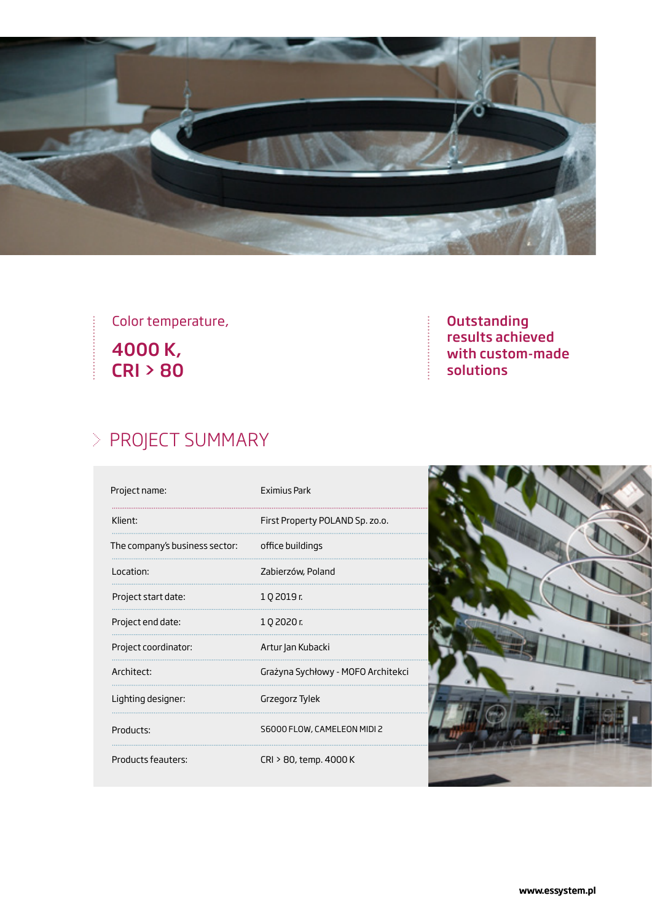Color temperature,

**4000 K,**
**CRI > 80**

**Outstanding results achieved with custom-made solutions**

## PROJECT SUMMARY

| | |
|---|---|
| Project name: | Eximius Park |
| Klient: | First Property POLAND Sp. zo.o. |
| The company's business sector: | office buildings |
| Location: | Zabierzów, Poland |
| Project start date: | 1 Q 2019 r. |
| Project end date: | 1 Q 2020 r. |
| Project coordinator: | Artur Jan Kubacki |
| Architect: | Grażyna Sychłowy - MOFO Architekci |
| Lighting designer: | Grzegorz Tylek |
| Products: | S6000 FLOW, CAMELEON MIDI 2 |
| Products feauters: | CRI > 80, temp. 4000 K |

www.essystem.pl